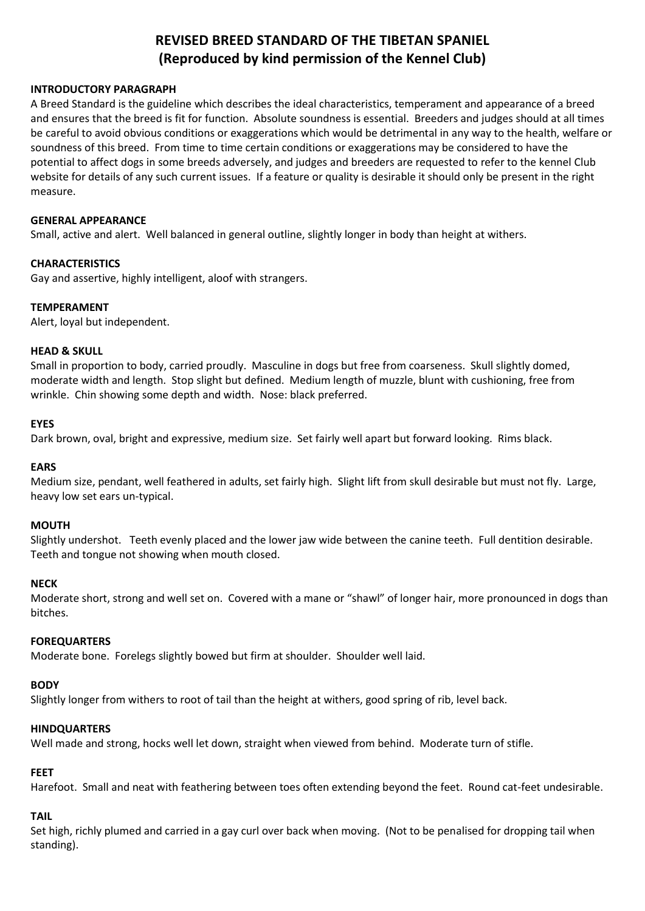# REVISED BREED STANDARD OF THE TIBETAN SPANIEL
## (Reproduced by kind permission of the Kennel Club)

**INTRODUCTORY PARAGRAPH**

A Breed Standard is the guideline which describes the ideal characteristics, temperament and appearance of a breed and ensures that the breed is fit for function. Absolute soundness is essential. Breeders and judges should at all times be careful to avoid obvious conditions or exaggerations which would be detrimental in any way to the health, welfare or soundness of this breed. From time to time certain conditions or exaggerations may be considered to have the potential to affect dogs in some breeds adversely, and judges and breeders are requested to refer to the kennel Club website for details of any such current issues. If a feature or quality is desirable it should only be present in the right measure.

**GENERAL APPEARANCE**

Small, active and alert. Well balanced in general outline, slightly longer in body than height at withers.

**CHARACTERISTICS**

Gay and assertive, highly intelligent, aloof with strangers.

**TEMPERAMENT**

Alert, loyal but independent.

**HEAD & SKULL**

Small in proportion to body, carried proudly. Masculine in dogs but free from coarseness. Skull slightly domed, moderate width and length. Stop slight but defined. Medium length of muzzle, blunt with cushioning, free from wrinkle. Chin showing some depth and width. Nose: black preferred.

**EYES**

Dark brown, oval, bright and expressive, medium size. Set fairly well apart but forward looking. Rims black.

**EARS**

Medium size, pendant, well feathered in adults, set fairly high. Slight lift from skull desirable but must not fly. Large, heavy low set ears un-typical.

**MOUTH**

Slightly undershot. Teeth evenly placed and the lower jaw wide between the canine teeth. Full dentition desirable. Teeth and tongue not showing when mouth closed.

**NECK**

Moderate short, strong and well set on. Covered with a mane or "shawl" of longer hair, more pronounced in dogs than bitches.

**FOREQUARTERS**

Moderate bone. Forelegs slightly bowed but firm at shoulder. Shoulder well laid.

**BODY**

Slightly longer from withers to root of tail than the height at withers, good spring of rib, level back.

**HINDQUARTERS**

Well made and strong, hocks well let down, straight when viewed from behind. Moderate turn of stifle.

**FEET**

Harefoot. Small and neat with feathering between toes often extending beyond the feet. Round cat-feet undesirable.

**TAIL**

Set high, richly plumed and carried in a gay curl over back when moving. (Not to be penalised for dropping tail when standing).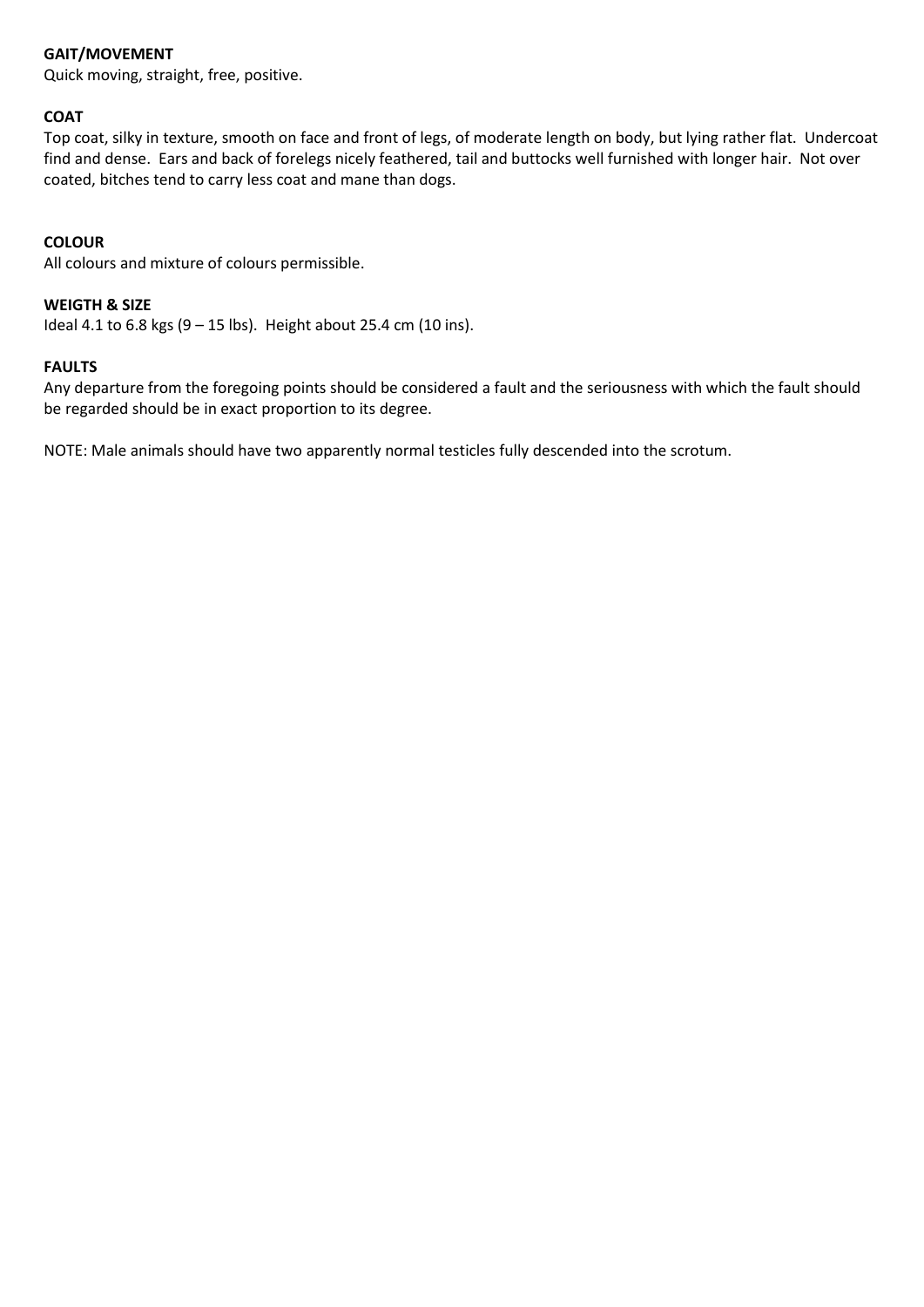**GAIT/MOVEMENT**

Quick moving, straight, free, positive.

**COAT**

Top coat, silky in texture, smooth on face and front of legs, of moderate length on body, but lying rather flat. Undercoat find and dense. Ears and back of forelegs nicely feathered, tail and buttocks well furnished with longer hair. Not over coated, bitches tend to carry less coat and mane than dogs.

**COLOUR**

All colours and mixture of colours permissible.

**WEIGTH & SIZE**

Ideal 4.1 to 6.8 kgs (9 – 15 lbs). Height about 25.4 cm (10 ins).

**FAULTS**

Any departure from the foregoing points should be considered a fault and the seriousness with which the fault should be regarded should be in exact proportion to its degree.

NOTE: Male animals should have two apparently normal testicles fully descended into the scrotum.